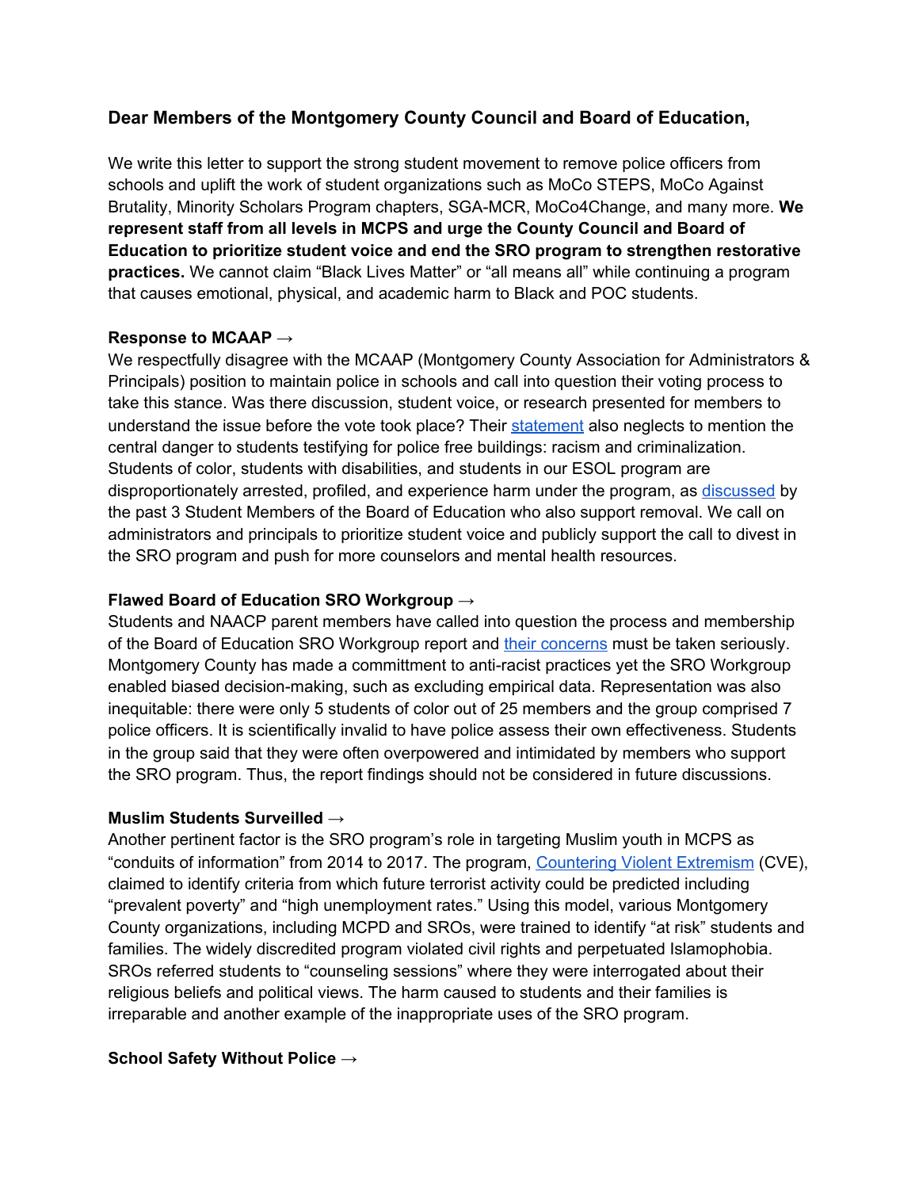## Dear Members of the Montgomery County Council and Board of Education,

We write this letter to support the strong student movement to remove police officers from schools and uplift the work of student organizations such as MoCo STEPS, MoCo Against Brutality, Minority Scholars Program chapters, SGA-MCR, MoCo4Change, and many more. **We represent staff from all levels in MCPS and urge the County Council and Board of Education to prioritize student voice and end the SRO program to strengthen restorative practices.** We cannot claim "Black Lives Matter" or "all means all" while continuing a program that causes emotional, physical, and academic harm to Black and POC students.

**Response to MCAAP →**

We respectfully disagree with the MCAAP (Montgomery County Association for Administrators & Principals) position to maintain police in schools and call into question their voting process to take this stance. Was there discussion, student voice, or research presented for members to understand the issue before the vote took place? Their statement also neglects to mention the central danger to students testifying for police free buildings: racism and criminalization. Students of color, students with disabilities, and students in our ESOL program are disproportionately arrested, profiled, and experience harm under the program, as discussed by the past 3 Student Members of the Board of Education who also support removal. We call on administrators and principals to prioritize student voice and publicly support the call to divest in the SRO program and push for more counselors and mental health resources.

**Flawed Board of Education SRO Workgroup →**

Students and NAACP parent members have called into question the process and membership of the Board of Education SRO Workgroup report and their concerns must be taken seriously. Montgomery County has made a committment to anti-racist practices yet the SRO Workgroup enabled biased decision-making, such as excluding empirical data. Representation was also inequitable: there were only 5 students of color out of 25 members and the group comprised 7 police officers. It is scientifically invalid to have police assess their own effectiveness. Students in the group said that they were often overpowered and intimidated by members who support the SRO program. Thus, the report findings should not be considered in future discussions.

**Muslim Students Surveilled →**

Another pertinent factor is the SRO program's role in targeting Muslim youth in MCPS as "conduits of information" from 2014 to 2017. The program, Countering Violent Extremism (CVE), claimed to identify criteria from which future terrorist activity could be predicted including "prevalent poverty" and "high unemployment rates." Using this model, various Montgomery County organizations, including MCPD and SROs, were trained to identify "at risk" students and families. The widely discredited program violated civil rights and perpetuated Islamophobia. SROs referred students to "counseling sessions" where they were interrogated about their religious beliefs and political views. The harm caused to students and their families is irreparable and another example of the inappropriate uses of the SRO program.

**School Safety Without Police →**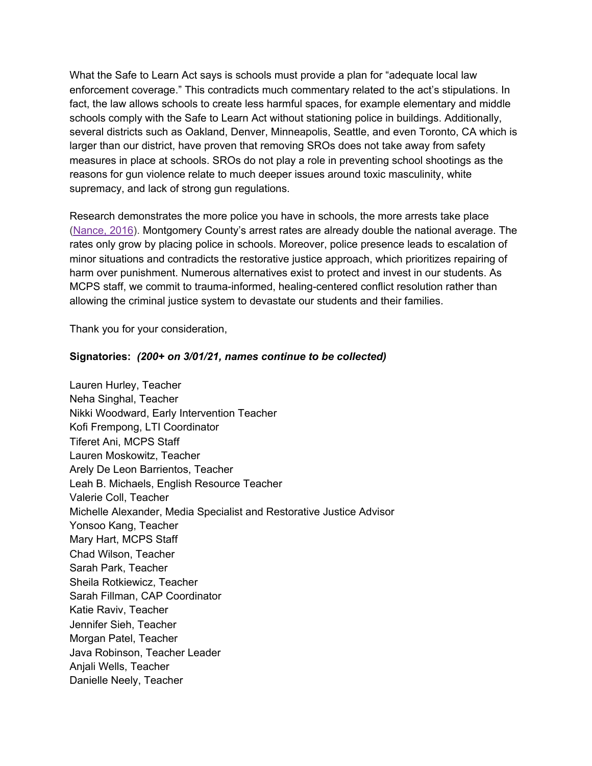What the Safe to Learn Act says is schools must provide a plan for "adequate local law enforcement coverage." This contradicts much commentary related to the act's stipulations. In fact, the law allows schools to create less harmful spaces, for example elementary and middle schools comply with the Safe to Learn Act without stationing police in buildings. Additionally, several districts such as Oakland, Denver, Minneapolis, Seattle, and even Toronto, CA which is larger than our district, have proven that removing SROs does not take away from safety measures in place at schools. SROs do not play a role in preventing school shootings as the reasons for gun violence relate to much deeper issues around toxic masculinity, white supremacy, and lack of strong gun regulations.

Research demonstrates the more police you have in schools, the more arrests take place (Nance, 2016). Montgomery County's arrest rates are already double the national average. The rates only grow by placing police in schools. Moreover, police presence leads to escalation of minor situations and contradicts the restorative justice approach, which prioritizes repairing of harm over punishment. Numerous alternatives exist to protect and invest in our students. As MCPS staff, we commit to trauma-informed, healing-centered conflict resolution rather than allowing the criminal justice system to devastate our students and their families.

Thank you for your consideration,

**Signatories:** ***(200+ on 3/01/21, names continue to be collected)***

Lauren Hurley, Teacher
Neha Singhal, Teacher
Nikki Woodward, Early Intervention Teacher
Kofi Frempong, LTI Coordinator
Tiferet Ani, MCPS Staff
Lauren Moskowitz, Teacher
Arely De Leon Barrientos, Teacher
Leah B. Michaels, English Resource Teacher
Valerie Coll, Teacher
Michelle Alexander, Media Specialist and Restorative Justice Advisor
Yonsoo Kang, Teacher
Mary Hart, MCPS Staff
Chad Wilson, Teacher
Sarah Park, Teacher
Sheila Rotkiewicz, Teacher
Sarah Fillman, CAP Coordinator
Katie Raviv, Teacher
Jennifer Sieh, Teacher
Morgan Patel, Teacher
Java Robinson, Teacher Leader
Anjali Wells, Teacher
Danielle Neely, Teacher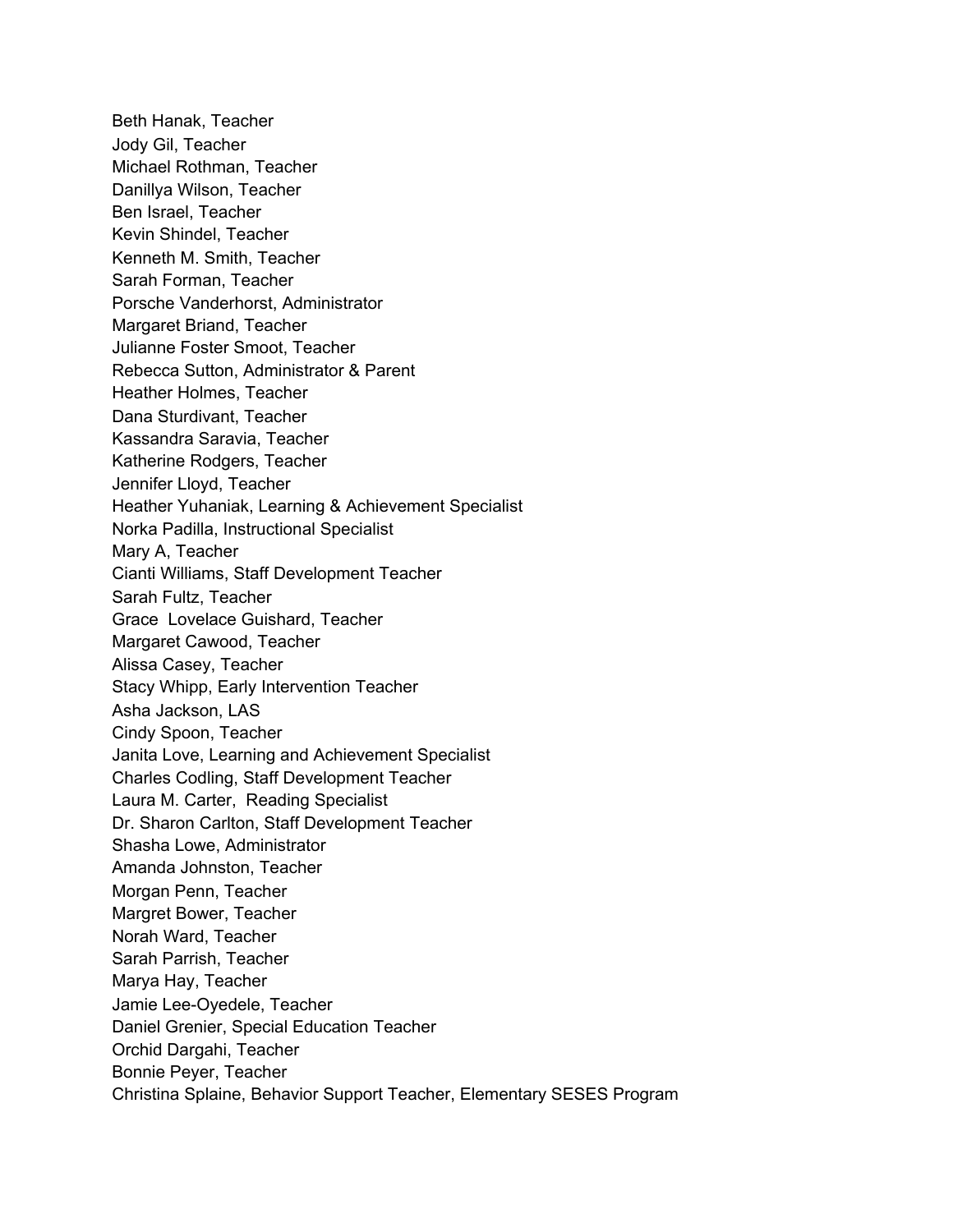Beth Hanak, Teacher
Jody Gil, Teacher
Michael Rothman, Teacher
Danillya Wilson, Teacher
Ben Israel, Teacher
Kevin Shindel, Teacher
Kenneth M. Smith, Teacher
Sarah Forman, Teacher
Porsche Vanderhorst, Administrator
Margaret Briand, Teacher
Julianne Foster Smoot, Teacher
Rebecca Sutton, Administrator & Parent
Heather Holmes, Teacher
Dana Sturdivant, Teacher
Kassandra Saravia, Teacher
Katherine Rodgers, Teacher
Jennifer Lloyd, Teacher
Heather Yuhaniak, Learning & Achievement Specialist
Norka Padilla, Instructional Specialist
Mary A, Teacher
Cianti Williams, Staff Development Teacher
Sarah Fultz, Teacher
Grace Lovelace Guishard, Teacher
Margaret Cawood, Teacher
Alissa Casey, Teacher
Stacy Whipp, Early Intervention Teacher
Asha Jackson, LAS
Cindy Spoon, Teacher
Janita Love, Learning and Achievement Specialist
Charles Codling, Staff Development Teacher
Laura M. Carter, Reading Specialist
Dr. Sharon Carlton, Staff Development Teacher
Shasha Lowe, Administrator
Amanda Johnston, Teacher
Morgan Penn, Teacher
Margret Bower, Teacher
Norah Ward, Teacher
Sarah Parrish, Teacher
Marya Hay, Teacher
Jamie Lee-Oyedele, Teacher
Daniel Grenier, Special Education Teacher
Orchid Dargahi, Teacher
Bonnie Peyer, Teacher
Christina Splaine, Behavior Support Teacher, Elementary SESES Program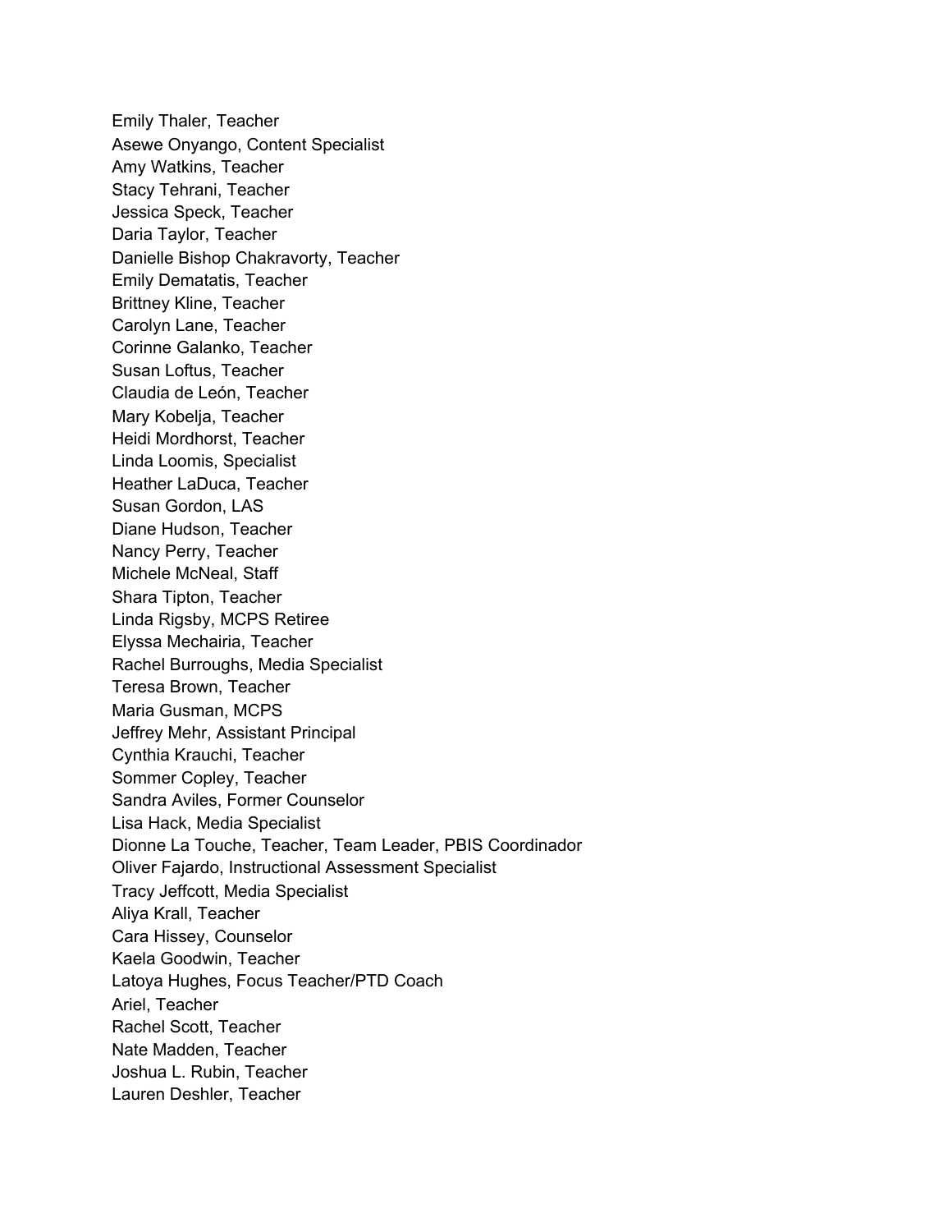Emily Thaler, Teacher
Asewe Onyango, Content Specialist
Amy Watkins, Teacher
Stacy Tehrani, Teacher
Jessica Speck, Teacher
Daria Taylor, Teacher
Danielle Bishop Chakravorty, Teacher
Emily Dematatis, Teacher
Brittney Kline, Teacher
Carolyn Lane, Teacher
Corinne Galanko, Teacher
Susan Loftus, Teacher
Claudia de León, Teacher
Mary Kobelja, Teacher
Heidi Mordhorst, Teacher
Linda Loomis, Specialist
Heather LaDuca, Teacher
Susan Gordon, LAS
Diane Hudson, Teacher
Nancy Perry, Teacher
Michele McNeal, Staff
Shara Tipton, Teacher
Linda Rigsby, MCPS Retiree
Elyssa Mechairia, Teacher
Rachel Burroughs, Media Specialist
Teresa Brown, Teacher
Maria Gusman, MCPS
Jeffrey Mehr, Assistant Principal
Cynthia Krauchi, Teacher
Sommer Copley, Teacher
Sandra Aviles, Former Counselor
Lisa Hack, Media Specialist
Dionne La Touche, Teacher, Team Leader, PBIS Coordinador
Oliver Fajardo, Instructional Assessment Specialist
Tracy Jeffcott, Media Specialist
Aliya Krall, Teacher
Cara Hissey, Counselor
Kaela Goodwin, Teacher
Latoya Hughes, Focus Teacher/PTD Coach
Ariel, Teacher
Rachel Scott, Teacher
Nate Madden, Teacher
Joshua L. Rubin, Teacher
Lauren Deshler, Teacher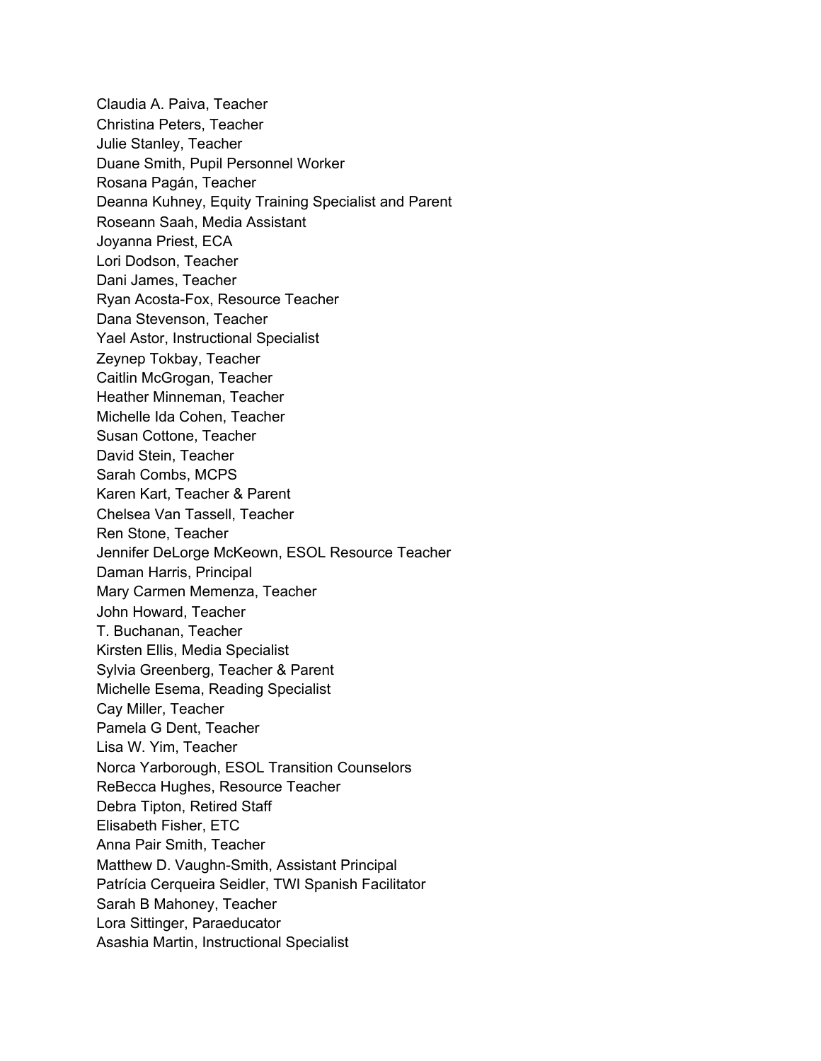Claudia A. Paiva, Teacher
Christina Peters, Teacher
Julie Stanley, Teacher
Duane Smith, Pupil Personnel Worker
Rosana Pagán, Teacher
Deanna Kuhney, Equity Training Specialist and Parent
Roseann Saah, Media Assistant
Joyanna Priest, ECA
Lori Dodson, Teacher
Dani James, Teacher
Ryan Acosta-Fox, Resource Teacher
Dana Stevenson, Teacher
Yael Astor, Instructional Specialist
Zeynep Tokbay, Teacher
Caitlin McGrogan, Teacher
Heather Minneman, Teacher
Michelle Ida Cohen, Teacher
Susan Cottone, Teacher
David Stein, Teacher
Sarah Combs, MCPS
Karen Kart, Teacher & Parent
Chelsea Van Tassell, Teacher
Ren Stone, Teacher
Jennifer DeLorge McKeown, ESOL Resource Teacher
Daman Harris, Principal
Mary Carmen Memenza, Teacher
John Howard, Teacher
T. Buchanan, Teacher
Kirsten Ellis, Media Specialist
Sylvia Greenberg, Teacher & Parent
Michelle Esema, Reading Specialist
Cay Miller, Teacher
Pamela G Dent, Teacher
Lisa W. Yim, Teacher
Norca Yarborough, ESOL Transition Counselors
ReBecca Hughes, Resource Teacher
Debra Tipton, Retired Staff
Elisabeth Fisher, ETC
Anna Pair Smith, Teacher
Matthew D. Vaughn-Smith, Assistant Principal
Patrícia Cerqueira Seidler, TWI Spanish Facilitator
Sarah B Mahoney, Teacher
Lora Sittinger, Paraeducator
Asashia Martin, Instructional Specialist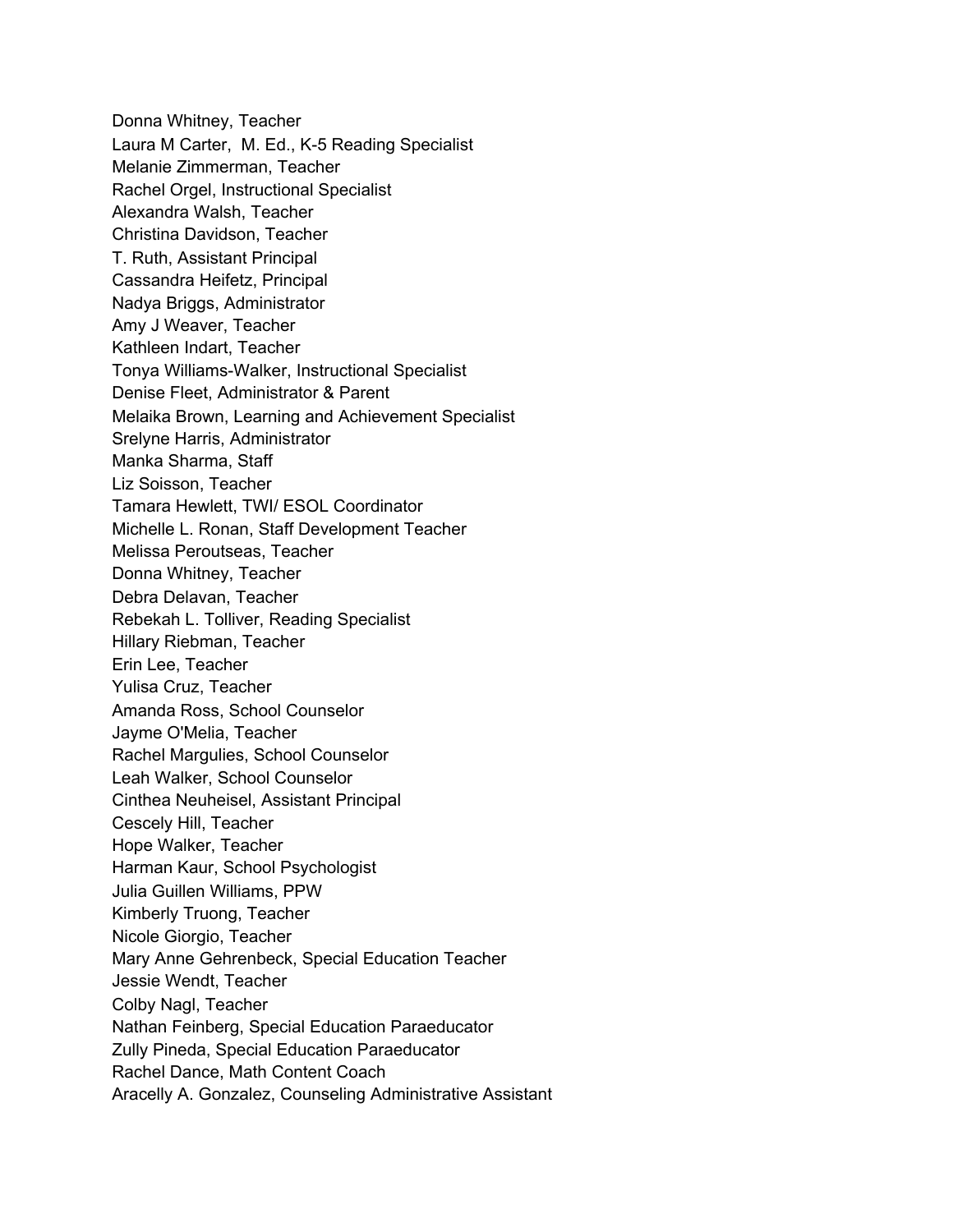Donna Whitney, Teacher
Laura M Carter,  M. Ed., K-5 Reading Specialist
Melanie Zimmerman, Teacher
Rachel Orgel, Instructional Specialist
Alexandra Walsh, Teacher
Christina Davidson, Teacher
T. Ruth, Assistant Principal
Cassandra Heifetz, Principal
Nadya Briggs, Administrator
Amy J Weaver, Teacher
Kathleen Indart, Teacher
Tonya Williams-Walker, Instructional Specialist
Denise Fleet, Administrator & Parent
Melaika Brown, Learning and Achievement Specialist
Srelyne Harris, Administrator
Manka Sharma, Staff
Liz Soisson, Teacher
Tamara Hewlett, TWI/ ESOL Coordinator
Michelle L. Ronan, Staff Development Teacher
Melissa Peroutseas, Teacher
Donna Whitney, Teacher
Debra Delavan, Teacher
Rebekah L. Tolliver, Reading Specialist
Hillary Riebman, Teacher
Erin Lee, Teacher
Yulisa Cruz, Teacher
Amanda Ross, School Counselor
Jayme O'Melia, Teacher
Rachel Margulies, School Counselor
Leah Walker, School Counselor
Cinthea Neuheisel, Assistant Principal
Cescely Hill, Teacher
Hope Walker, Teacher
Harman Kaur, School Psychologist
Julia Guillen Williams, PPW
Kimberly Truong, Teacher
Nicole Giorgio, Teacher
Mary Anne Gehrenbeck, Special Education Teacher
Jessie Wendt, Teacher
Colby Nagl, Teacher
Nathan Feinberg, Special Education Paraeducator
Zully Pineda, Special Education Paraeducator
Rachel Dance, Math Content Coach
Aracelly A. Gonzalez, Counseling Administrative Assistant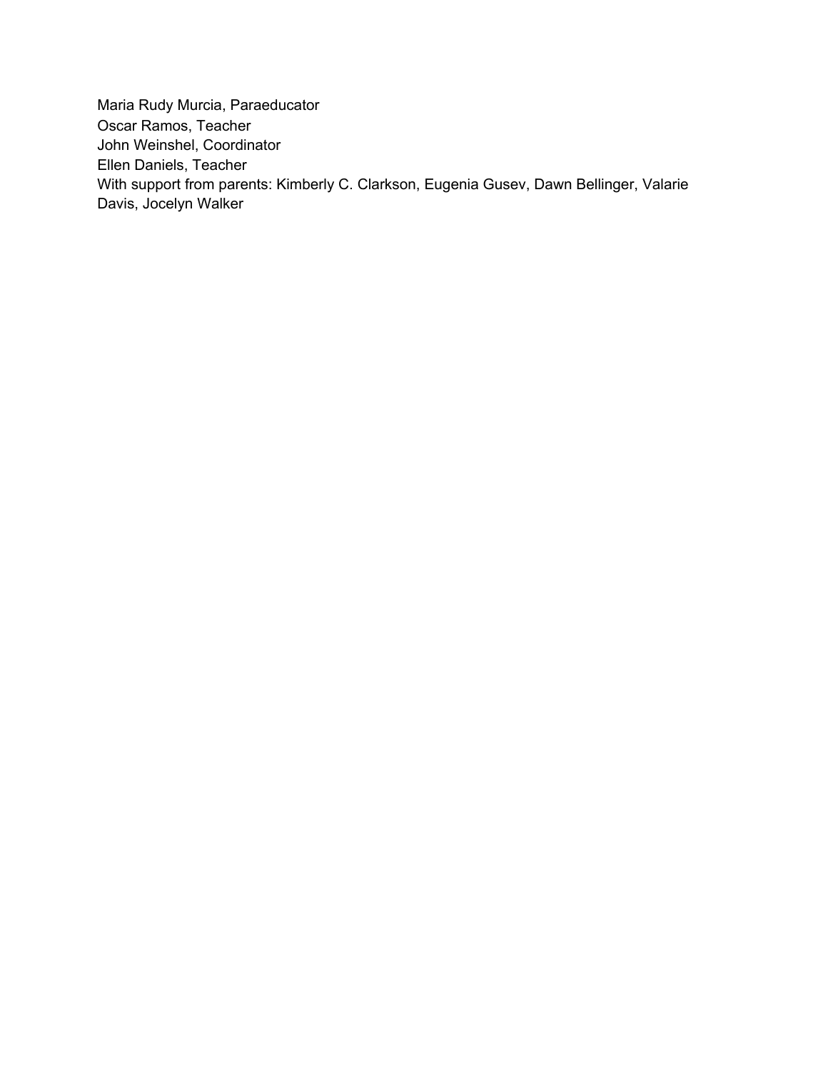Maria Rudy Murcia, Paraeducator
Oscar Ramos, Teacher
John Weinshel, Coordinator
Ellen Daniels, Teacher
With support from parents: Kimberly C. Clarkson, Eugenia Gusev, Dawn Bellinger, Valarie Davis, Jocelyn Walker